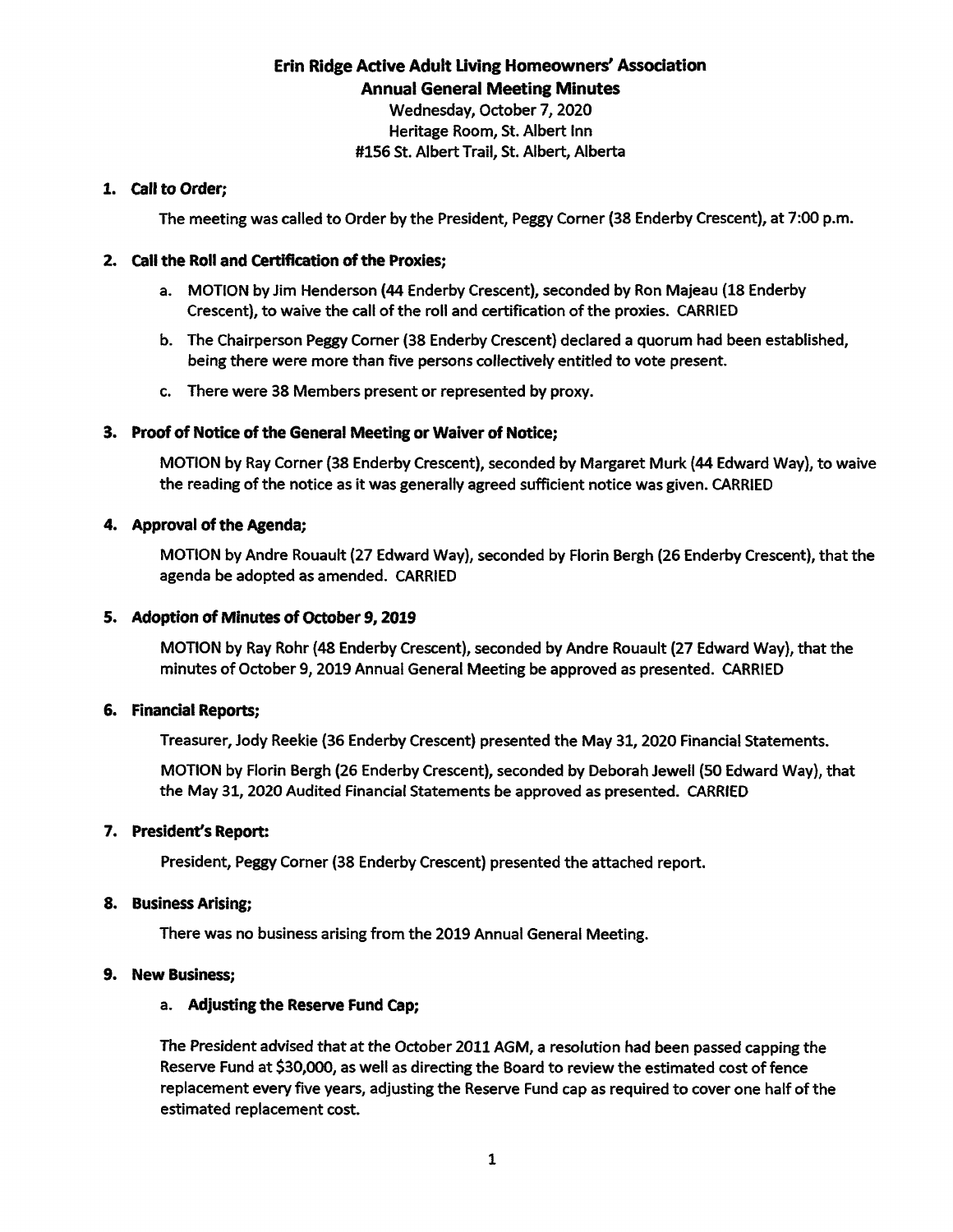# Erin Ridge Active Adult Living Homeowners' Association
## Annual General Meeting Minutes

Wednesday, October 7, 2020
Heritage Room, St. Albert Inn
#156 St. Albert Trail, St. Albert, Alberta

### 1. Call to Order;

The meeting was called to Order by the President, Peggy Corner (38 Enderby Crescent), at 7:00 p.m.

### 2. Call the Roll and Certification of the Proxies;

a. MOTION by Jim Henderson (44 Enderby Crescent), seconded by Ron Majeau (18 Enderby Crescent), to waive the call of the roll and certification of the proxies. CARRIED

b. The Chairperson Peggy Corner (38 Enderby Crescent) declared a quorum had been established, being there were more than five persons collectively entitled to vote present.

c. There were 38 Members present or represented by proxy.

### 3. Proof of Notice of the General Meeting or Waiver of Notice;

MOTION by Ray Corner (38 Enderby Crescent), seconded by Margaret Murk (44 Edward Way), to waive the reading of the notice as it was generally agreed sufficient notice was given. CARRIED

### 4. Approval of the Agenda;

MOTION by Andre Rouault (27 Edward Way), seconded by Florin Bergh (26 Enderby Crescent), that the agenda be adopted as amended. CARRIED

### 5. Adoption of Minutes of October 9, 2019

MOTION by Ray Rohr (48 Enderby Crescent), seconded by Andre Rouault (27 Edward Way), that the minutes of October 9, 2019 Annual General Meeting be approved as presented. CARRIED

### 6. Financial Reports;

Treasurer, Jody Reekie (36 Enderby Crescent) presented the May 31, 2020 Financial Statements.

MOTION by Florin Bergh (26 Enderby Crescent), seconded by Deborah Jewell (50 Edward Way), that the May 31, 2020 Audited Financial Statements be approved as presented. CARRIED

### 7. President's Report:

President, Peggy Corner (38 Enderby Crescent) presented the attached report.

### 8. Business Arising;

There was no business arising from the 2019 Annual General Meeting.

### 9. New Business;

#### a. Adjusting the Reserve Fund Cap;

The President advised that at the October 2011 AGM, a resolution had been passed capping the Reserve Fund at $30,000, as well as directing the Board to review the estimated cost of fence replacement every five years, adjusting the Reserve Fund cap as required to cover one half of the estimated replacement cost.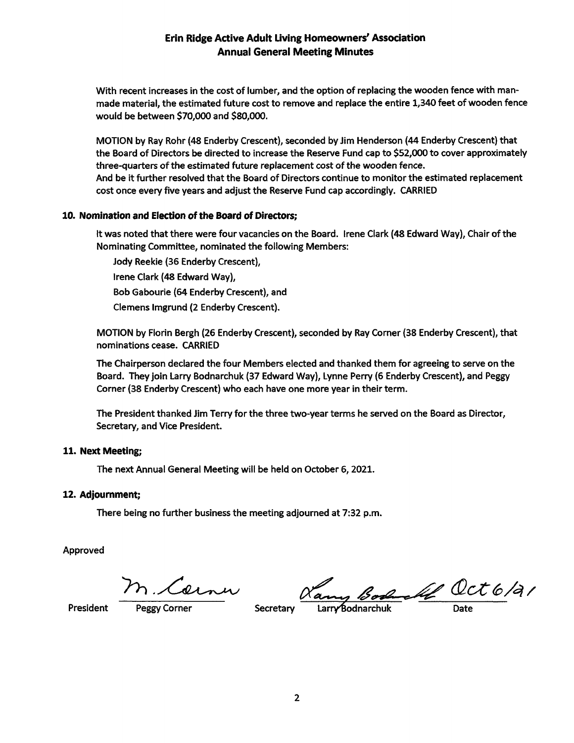# Erin Ridge Active Adult Living Homeowners' Association
## Annual General Meeting Minutes

With recent increases in the cost of lumber, and the option of replacing the wooden fence with man-made material, the estimated future cost to remove and replace the entire 1,340 feet of wooden fence would be between $70,000 and $80,000.

MOTION by Ray Rohr (48 Enderby Crescent), seconded by Jim Henderson (44 Enderby Crescent) that the Board of Directors be directed to increase the Reserve Fund cap to $52,000 to cover approximately three-quarters of the estimated future replacement cost of the wooden fence.
And be it further resolved that the Board of Directors continue to monitor the estimated replacement cost once every five years and adjust the Reserve Fund cap accordingly. CARRIED

### 10. Nomination and Election of the Board of Directors;

It was noted that there were four vacancies on the Board. Irene Clark (48 Edward Way), Chair of the Nominating Committee, nominated the following Members:

Jody Reekie (36 Enderby Crescent),
Irene Clark (48 Edward Way),
Bob Gabourie (64 Enderby Crescent), and
Clemens Imgrund (2 Enderby Crescent).

MOTION by Florin Bergh (26 Enderby Crescent), seconded by Ray Corner (38 Enderby Crescent), that nominations cease. CARRIED

The Chairperson declared the four Members elected and thanked them for agreeing to serve on the Board. They join Larry Bodnarchuk (37 Edward Way), Lynne Perry (6 Enderby Crescent), and Peggy Corner (38 Enderby Crescent) who each have one more year in their term.

The President thanked Jim Terry for the three two-year terms he served on the Board as Director, Secretary, and Vice President.

### 11. Next Meeting;

The next Annual General Meeting will be held on October 6, 2021.

### 12. Adjournment;

There being no further business the meeting adjourned at 7:32 p.m.

Approved

M. Corner — President: Peggy Corner

Larry Bodnarchuk — Secretary: Larry Bodnarchuk

Date: Oct 6/21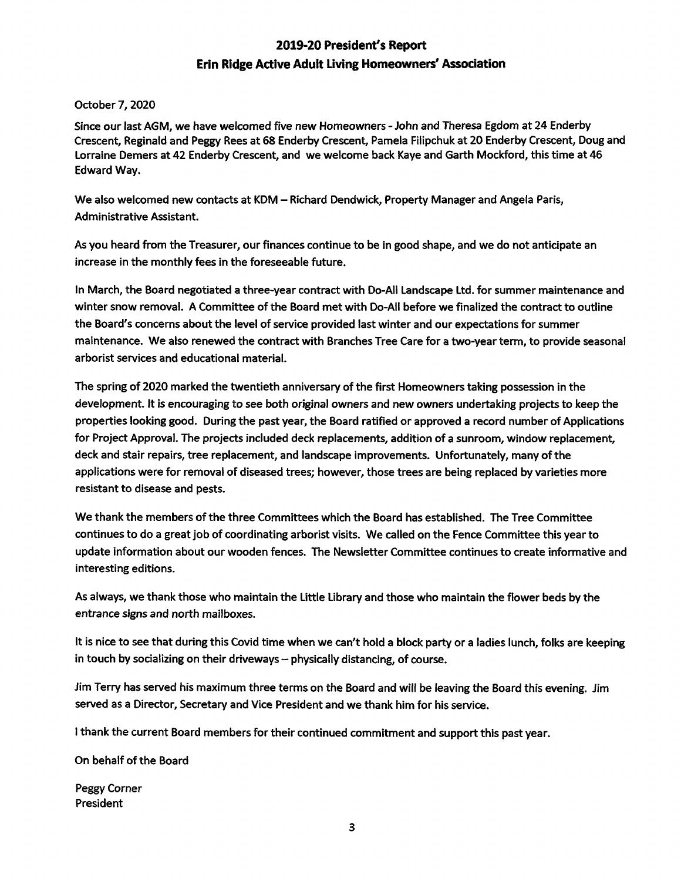# 2019-20 President's Report
## Erin Ridge Active Adult Living Homeowners' Association

October 7, 2020

Since our last AGM, we have welcomed five new Homeowners - John and Theresa Egdom at 24 Enderby Crescent, Reginald and Peggy Rees at 68 Enderby Crescent, Pamela Filipchuk at 20 Enderby Crescent, Doug and Lorraine Demers at 42 Enderby Crescent, and we welcome back Kaye and Garth Mockford, this time at 46 Edward Way.

We also welcomed new contacts at KDM – Richard Dendwick, Property Manager and Angela Paris, Administrative Assistant.

As you heard from the Treasurer, our finances continue to be in good shape, and we do not anticipate an increase in the monthly fees in the foreseeable future.

In March, the Board negotiated a three-year contract with Do-All Landscape Ltd. for summer maintenance and winter snow removal. A Committee of the Board met with Do-All before we finalized the contract to outline the Board's concerns about the level of service provided last winter and our expectations for summer maintenance. We also renewed the contract with Branches Tree Care for a two-year term, to provide seasonal arborist services and educational material.

The spring of 2020 marked the twentieth anniversary of the first Homeowners taking possession in the development. It is encouraging to see both original owners and new owners undertaking projects to keep the properties looking good. During the past year, the Board ratified or approved a record number of Applications for Project Approval. The projects included deck replacements, addition of a sunroom, window replacement, deck and stair repairs, tree replacement, and landscape improvements. Unfortunately, many of the applications were for removal of diseased trees; however, those trees are being replaced by varieties more resistant to disease and pests.

We thank the members of the three Committees which the Board has established. The Tree Committee continues to do a great job of coordinating arborist visits. We called on the Fence Committee this year to update information about our wooden fences. The Newsletter Committee continues to create informative and interesting editions.

As always, we thank those who maintain the Little Library and those who maintain the flower beds by the entrance signs and north mailboxes.

It is nice to see that during this Covid time when we can't hold a block party or a ladies lunch, folks are keeping in touch by socializing on their driveways – physically distancing, of course.

Jim Terry has served his maximum three terms on the Board and will be leaving the Board this evening. Jim served as a Director, Secretary and Vice President and we thank him for his service.

I thank the current Board members for their continued commitment and support this past year.

On behalf of the Board

Peggy Corner
President